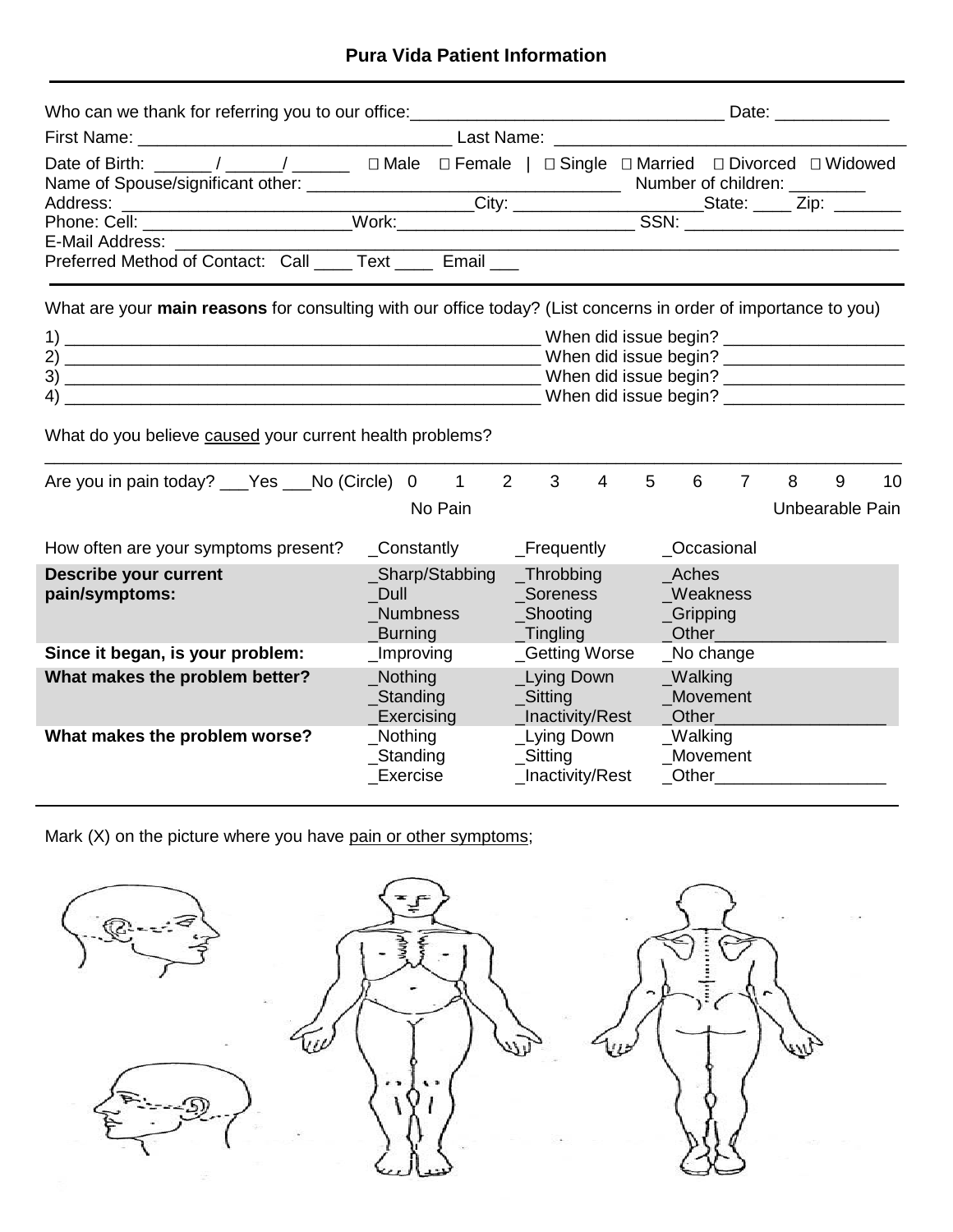## Pura Vida Patient Information

Who can we thank for referring you to our office:_________________________________ Date: ____________

First Name: _________________________________ Last Name: ___________________________________

Date of Birth: ______ / ______/ ______ □ Male □ Female | □ Single □ Married □ Divorced □ Widowed

Name of Spouse/significant other: _________________________________ Number of children: ________

Address: ______________________________________City: ___________________State: ____ Zip: _______

Phone: Cell: ______________________Work:_________________________ SSN: _______________________

E-Mail Address: ___________________________________________________________________________

Preferred Method of Contact: Call ____ Text ____ Email ___

---

What are your **main reasons** for consulting with our office today? (List concerns in order of importance to you)

1) ____________________________________________________ When did issue begin? ___________________

2) ____________________________________________________ When did issue begin? ___________________

3) ____________________________________________________ When did issue begin? ___________________

4) ____________________________________________________ When did issue begin? ___________________

What do you believe caused your current health problems?

___________________________________________________________________________________________

Are you in pain today? ___Yes ___No (Circle) 0 1 2 3 4 5 6 7 8 9 10

No Pain — Unbearable Pain

| | | | |
|---|---|---|---|
| How often are your symptoms present? | _Constantly | _Frequently | _Occasional |
| **Describe your current pain/symptoms:** | _Sharp/Stabbing<br>_Dull<br>_Numbness<br>_Burning | _Throbbing<br>_Soreness<br>_Shooting<br>_Tingling | _Aches<br>_Weakness<br>_Gripping<br>_Other__________________ |
| **Since it began, is your problem:** | _Improving | _Getting Worse | _No change |
| **What makes the problem better?** | _Nothing<br>_Standing<br>_Exercising | _Lying Down<br>_Sitting<br>_Inactivity/Rest | _Walking<br>_Movement<br>_Other__________________ |
| **What makes the problem worse?** | _Nothing<br>_Standing<br>_Exercise | _Lying Down<br>_Sitting<br>_Inactivity/Rest | _Walking<br>_Movement<br>_Other__________________ |

---

Mark (X) on the picture where you have pain or other symptoms;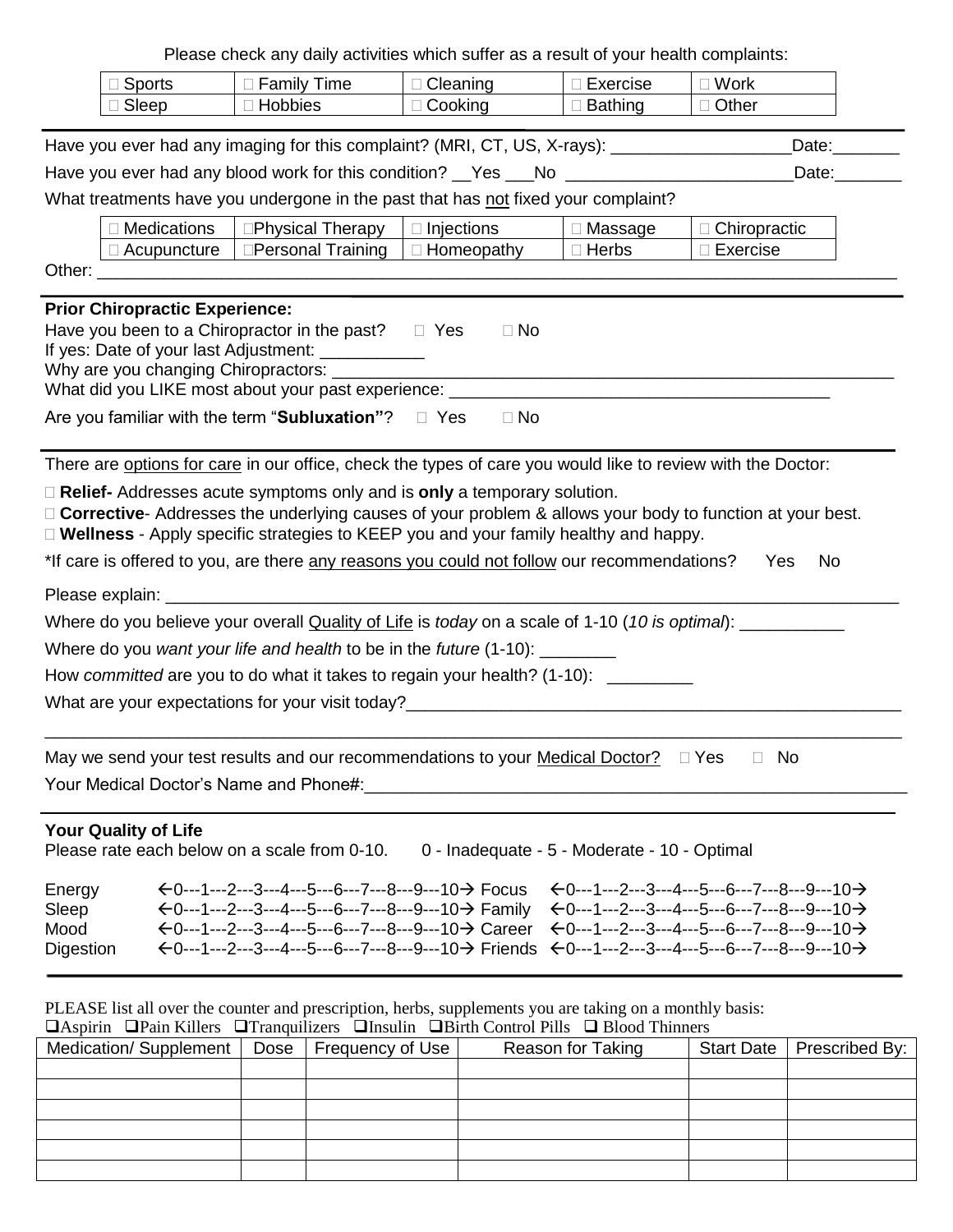Please check any daily activities which suffer as a result of your health complaints:

| | | | | |
|---|---|---|---|---|
| □ Sports | □ Family Time | □ Cleaning | □ Exercise | □ Work |
| □ Sleep | □ Hobbies | □ Cooking | □ Bathing | □ Other |

Have you ever had any imaging for this complaint? (MRI, CT, US, X-rays): ___________________Date:_______

Have you ever had any blood work for this condition? __Yes ___No ________________________Date:_______

What treatments have you undergone in the past that has not fixed your complaint?

| | | | | |
|---|---|---|---|---|
| □ Medications | □ Physical Therapy | □ Injections | □ Massage | □ Chiropractic |
| □ Acupuncture | □ Personal Training | □ Homeopathy | □ Herbs | □ Exercise |

Other: ______________________________________________________________________________________

**Prior Chiropractic Experience:**

Have you been to a Chiropractor in the past? □ Yes □ No

If yes: Date of your last Adjustment: ___________

Why are you changing Chiropractors: ___________________________________________________________

What did you LIKE most about your past experience: ________________________________________

Are you familiar with the term "**Subluxation"**? □ Yes □ No

There are options for care in our office, check the types of care you would like to review with the Doctor:

□ **Relief-** Addresses acute symptoms only and is **only** a temporary solution.

□ **Corrective**- Addresses the underlying causes of your problem & allows your body to function at your best.

□ **Wellness** - Apply specific strategies to KEEP you and your family healthy and happy.

*If care is offered to you, are there any reasons you could not follow our recommendations? Yes No

Please explain: _________________________________________________________________________________

Where do you believe your overall Quality of Life is *today* on a scale of 1-10 (*10 is optimal*): ___________

Where do you *want your life and health* to be in the *future* (1-10): ________

How *committed* are you to do what it takes to regain your health? (1-10): _________

What are your expectations for your visit today?_____________________________________________________

_____________________________________________________________________________________________

May we send your test results and our recommendations to your Medical Doctor? □ Yes □ No

Your Medical Doctor's Name and Phone#:_________________________________________________________

**Your Quality of Life**

Please rate each below on a scale from 0-10. 0 - Inadequate - 5 - Moderate - 10 - Optimal

| | | | |
|---|---|---|---|
| Energy | ←0---1---2---3---4---5---6---7---8---9---10→ | Focus | ←0---1---2---3---4---5---6---7---8---9---10→ |
| Sleep | ←0---1---2---3---4---5---6---7---8---9---10→ | Family | ←0---1---2---3---4---5---6---7---8---9---10→ |
| Mood | ←0---1---2---3---4---5---6---7---8---9---10→ | Career | ←0---1---2---3---4---5---6---7---8---9---10→ |
| Digestion | ←0---1---2---3---4---5---6---7---8---9---10→ | Friends | ←0---1---2---3---4---5---6---7---8---9---10→ |

PLEASE list all over the counter and prescription, herbs, supplements you are taking on a monthly basis:

❑Aspirin ❑Pain Killers ❑Tranquilizers ❑Insulin ❑Birth Control Pills ❑ Blood Thinners

| Medication/ Supplement | Dose | Frequency of Use | Reason for Taking | Start Date | Prescribed By: |
|---|---|---|---|---|---|
| | | | | | |
| | | | | | |
| | | | | | |
| | | | | | |
| | | | | | |
| | | | | | |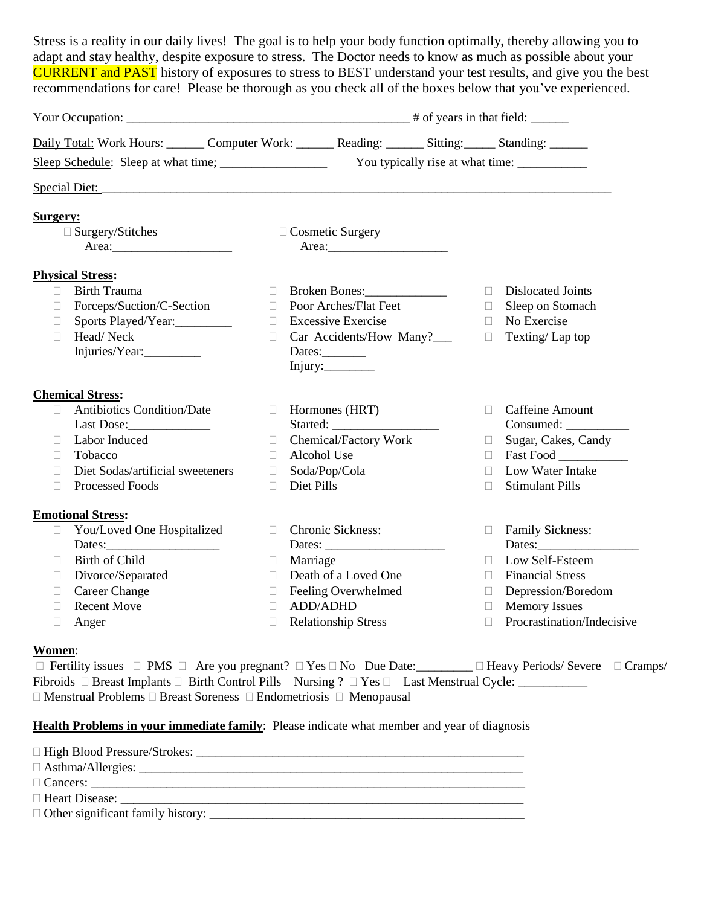Stress is a reality in our daily lives! The goal is to help your body function optimally, thereby allowing you to adapt and stay healthy, despite exposure to stress. The Doctor needs to know as much as possible about your CURRENT and PAST history of exposures to stress to BEST understand your test results, and give you the best recommendations for care! Please be thorough as you check all of the boxes below that you've experienced.

Your Occupation: _____________________________________________ # of years in that field: ______

Daily Total: Work Hours: ______ Computer Work: ______ Reading: ______ Sitting:_____ Standing: ______

Sleep Schedule: Sleep at what time; _________________ You typically rise at what time: ___________

Special Diet: _________________________________________________________________________________

**Surgery:**

- ☐ Surgery/Stitches Area:___________________
- ☐ Cosmetic Surgery Area:___________________

**Physical Stress:**

- ☐ Birth Trauma
- ☐ Forceps/Suction/C-Section
- ☐ Sports Played/Year:_________
- ☐ Head/ Neck Injuries/Year:_________
- ☐ Broken Bones:_____________
- ☐ Poor Arches/Flat Feet
- ☐ Excessive Exercise
- ☐ Car Accidents/How Many?___ Dates:_______ Injury:________
- ☐ Dislocated Joints
- ☐ Sleep on Stomach
- ☐ No Exercise
- ☐ Texting/ Lap top

**Chemical Stress:**

- ☐ Antibiotics Condition/Date Last Dose:_____________
- ☐ Labor Induced
- ☐ Tobacco
- ☐ Diet Sodas/artificial sweeteners
- ☐ Processed Foods
- ☐ Hormones (HRT) Started: _________________
- ☐ Chemical/Factory Work
- ☐ Alcohol Use
- ☐ Soda/Pop/Cola
- ☐ Diet Pills
- ☐ Caffeine Amount Consumed: __________
- ☐ Sugar, Cakes, Candy
- ☐ Fast Food ___________
- ☐ Low Water Intake
- ☐ Stimulant Pills

**Emotional Stress:**

- ☐ You/Loved One Hospitalized Dates:_________________
- ☐ Birth of Child
- ☐ Divorce/Separated
- ☐ Career Change
- ☐ Recent Move
- ☐ Anger
- ☐ Chronic Sickness: Dates: ___________________
- ☐ Marriage
- ☐ Death of a Loved One
- ☐ Feeling Overwhelmed
- ☐ ADD/ADHD
- ☐ Relationship Stress
- ☐ Family Sickness: Dates:________________
- ☐ Low Self-Esteem
- ☐ Financial Stress
- ☐ Depression/Boredom
- ☐ Memory Issues
- ☐ Procrastination/Indecisive

**Women**:

☐ Fertility issues ☐ PMS ☐ Are you pregnant? ☐ Yes ☐ No Due Date:_________ ☐ Heavy Periods/ Severe ☐ Cramps/ Fibroids ☐ Breast Implants ☐ Birth Control Pills Nursing ? ☐ Yes ☐ Last Menstrual Cycle: ___________
☐ Menstrual Problems ☐ Breast Soreness ☐ Endometriosis ☐ Menopausal

**Health Problems in your immediate family**: Please indicate what member and year of diagnosis

- ☐ High Blood Pressure/Strokes: ______________________________________________________
- ☐ Asthma/Allergies: _______________________________________________________________
- ☐ Cancers: _______________________________________________________________________
- ☐ Heart Disease: __________________________________________________________________
- ☐ Other significant family history: ___________________________________________________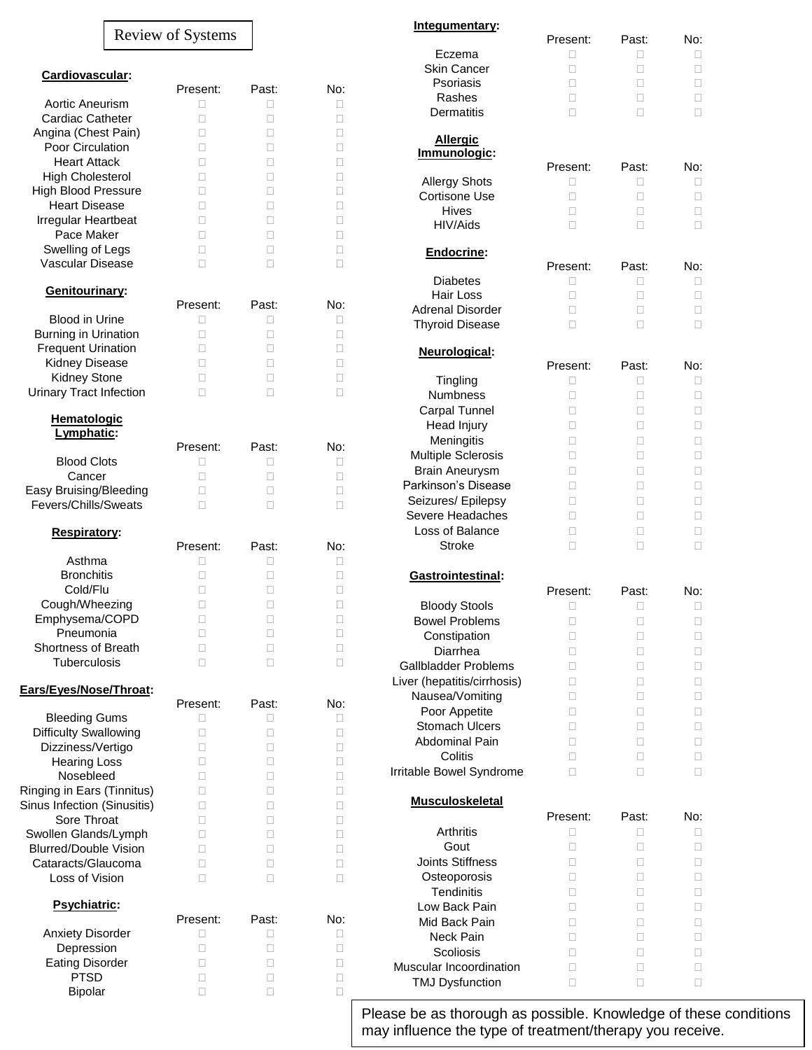# Review of Systems

## Cardiovascular:

| | Present: | Past: | No: |
|---|---|---|---|
| Aortic Aneurism | ☐ | ☐ | ☐ |
| Cardiac Catheter | ☐ | ☐ | ☐ |
| Angina (Chest Pain) | ☐ | ☐ | ☐ |
| Poor Circulation | ☐ | ☐ | ☐ |
| Heart Attack | ☐ | ☐ | ☐ |
| High Cholesterol | ☐ | ☐ | ☐ |
| High Blood Pressure | ☐ | ☐ | ☐ |
| Heart Disease | ☐ | ☐ | ☐ |
| Irregular Heartbeat | ☐ | ☐ | ☐ |
| Pace Maker | ☐ | ☐ | ☐ |
| Swelling of Legs | ☐ | ☐ | ☐ |
| Vascular Disease | ☐ | ☐ | ☐ |

## Genitourinary:

| | Present: | Past: | No: |
|---|---|---|---|
| Blood in Urine | ☐ | ☐ | ☐ |
| Burning in Urination | ☐ | ☐ | ☐ |
| Frequent Urination | ☐ | ☐ | ☐ |
| Kidney Disease | ☐ | ☐ | ☐ |
| Kidney Stone | ☐ | ☐ | ☐ |
| Urinary Tract Infection | ☐ | ☐ | ☐ |

## Hematologic Lymphatic:

| | Present: | Past: | No: |
|---|---|---|---|
| Blood Clots | ☐ | ☐ | ☐ |
| Cancer | ☐ | ☐ | ☐ |
| Easy Bruising/Bleeding | ☐ | ☐ | ☐ |
| Fevers/Chills/Sweats | ☐ | ☐ | ☐ |

## Respiratory:

| | Present: | Past: | No: |
|---|---|---|---|
| Asthma | ☐ | ☐ | ☐ |
| Bronchitis | ☐ | ☐ | ☐ |
| Cold/Flu | ☐ | ☐ | ☐ |
| Cough/Wheezing | ☐ | ☐ | ☐ |
| Emphysema/COPD | ☐ | ☐ | ☐ |
| Pneumonia | ☐ | ☐ | ☐ |
| Shortness of Breath | ☐ | ☐ | ☐ |
| Tuberculosis | ☐ | ☐ | ☐ |

## Ears/Eyes/Nose/Throat:

| | Present: | Past: | No: |
|---|---|---|---|
| Bleeding Gums | ☐ | ☐ | ☐ |
| Difficulty Swallowing | ☐ | ☐ | ☐ |
| Dizziness/Vertigo | ☐ | ☐ | ☐ |
| Hearing Loss | ☐ | ☐ | ☐ |
| Nosebleed | ☐ | ☐ | ☐ |
| Ringing in Ears (Tinnitus) | ☐ | ☐ | ☐ |
| Sinus Infection (Sinusitis) | ☐ | ☐ | ☐ |
| Sore Throat | ☐ | ☐ | ☐ |
| Swollen Glands/Lymph | ☐ | ☐ | ☐ |
| Blurred/Double Vision | ☐ | ☐ | ☐ |
| Cataracts/Glaucoma | ☐ | ☐ | ☐ |
| Loss of Vision | ☐ | ☐ | ☐ |

## Psychiatric:

| | Present: | Past: | No: |
|---|---|---|---|
| Anxiety Disorder | ☐ | ☐ | ☐ |
| Depression | ☐ | ☐ | ☐ |
| Eating Disorder | ☐ | ☐ | ☐ |
| PTSD | ☐ | ☐ | ☐ |
| Bipolar | ☐ | ☐ | ☐ |

## Integumentary:

| | Present: | Past: | No: |
|---|---|---|---|
| Eczema | ☐ | ☐ | ☐ |
| Skin Cancer | ☐ | ☐ | ☐ |
| Psoriasis | ☐ | ☐ | ☐ |
| Rashes | ☐ | ☐ | ☐ |
| Dermatitis | ☐ | ☐ | ☐ |

## Allergic Immunologic:

| | Present: | Past: | No: |
|---|---|---|---|
| Allergy Shots | ☐ | ☐ | ☐ |
| Cortisone Use | ☐ | ☐ | ☐ |
| Hives | ☐ | ☐ | ☐ |
| HIV/Aids | ☐ | ☐ | ☐ |

## Endocrine:

| | Present: | Past: | No: |
|---|---|---|---|
| Diabetes | ☐ | ☐ | ☐ |
| Hair Loss | ☐ | ☐ | ☐ |
| Adrenal Disorder | ☐ | ☐ | ☐ |
| Thyroid Disease | ☐ | ☐ | ☐ |

## Neurological:

| | Present: | Past: | No: |
|---|---|---|---|
| Tingling | ☐ | ☐ | ☐ |
| Numbness | ☐ | ☐ | ☐ |
| Carpal Tunnel | ☐ | ☐ | ☐ |
| Head Injury | ☐ | ☐ | ☐ |
| Meningitis | ☐ | ☐ | ☐ |
| Multiple Sclerosis | ☐ | ☐ | ☐ |
| Brain Aneurysm | ☐ | ☐ | ☐ |
| Parkinson's Disease | ☐ | ☐ | ☐ |
| Seizures/ Epilepsy | ☐ | ☐ | ☐ |
| Severe Headaches | ☐ | ☐ | ☐ |
| Loss of Balance | ☐ | ☐ | ☐ |
| Stroke | ☐ | ☐ | ☐ |

## Gastrointestinal:

| | Present: | Past: | No: |
|---|---|---|---|
| Bloody Stools | ☐ | ☐ | ☐ |
| Bowel Problems | ☐ | ☐ | ☐ |
| Constipation | ☐ | ☐ | ☐ |
| Diarrhea | ☐ | ☐ | ☐ |
| Gallbladder Problems | ☐ | ☐ | ☐ |
| Liver (hepatitis/cirrhosis) | ☐ | ☐ | ☐ |
| Nausea/Vomiting | ☐ | ☐ | ☐ |
| Poor Appetite | ☐ | ☐ | ☐ |
| Stomach Ulcers | ☐ | ☐ | ☐ |
| Abdominal Pain | ☐ | ☐ | ☐ |
| Colitis | ☐ | ☐ | ☐ |
| Irritable Bowel Syndrome | ☐ | ☐ | ☐ |

## Musculoskeletal

| | Present: | Past: | No: |
|---|---|---|---|
| Arthritis | ☐ | ☐ | ☐ |
| Gout | ☐ | ☐ | ☐ |
| Joints Stiffness | ☐ | ☐ | ☐ |
| Osteoporosis | ☐ | ☐ | ☐ |
| Tendinitis | ☐ | ☐ | ☐ |
| Low Back Pain | ☐ | ☐ | ☐ |
| Mid Back Pain | ☐ | ☐ | ☐ |
| Neck Pain | ☐ | ☐ | ☐ |
| Scoliosis | ☐ | ☐ | ☐ |
| Muscular Incoordination | ☐ | ☐ | ☐ |
| TMJ Dysfunction | ☐ | ☐ | ☐ |

Please be as thorough as possible. Knowledge of these conditions may influence the type of treatment/therapy you receive.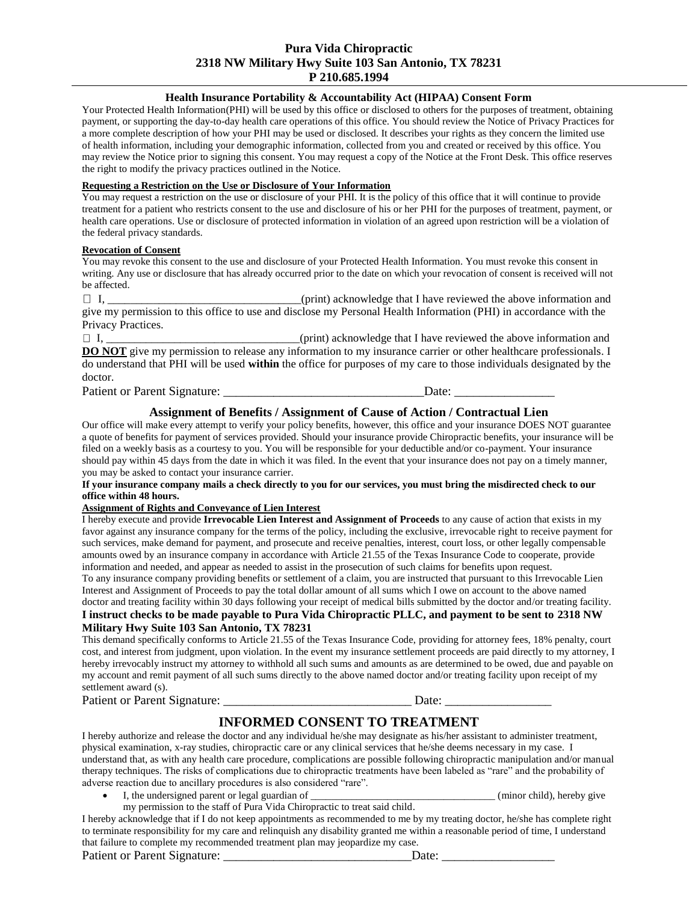**Pura Vida Chiropractic**
**2318 NW Military Hwy Suite 103 San Antonio, TX 78231**
**P 210.685.1994**

## Health Insurance Portability & Accountability Act (HIPAA) Consent Form

Your Protected Health Information(PHI) will be used by this office or disclosed to others for the purposes of treatment, obtaining payment, or supporting the day-to-day health care operations of this office. You should review the Notice of Privacy Practices for a more complete description of how your PHI may be used or disclosed. It describes your rights as they concern the limited use of health information, including your demographic information, collected from you and created or received by this office. You may review the Notice prior to signing this consent. You may request a copy of the Notice at the Front Desk. This office reserves the right to modify the privacy practices outlined in the Notice.

**Requesting a Restriction on the Use or Disclosure of Your Information**

You may request a restriction on the use or disclosure of your PHI. It is the policy of this office that it will continue to provide treatment for a patient who restricts consent to the use and disclosure of his or her PHI for the purposes of treatment, payment, or health care operations. Use or disclosure of protected information in violation of an agreed upon restriction will be a violation of the federal privacy standards.

**Revocation of Consent**

You may revoke this consent to the use and disclosure of your Protected Health Information. You must revoke this consent in writing. Any use or disclosure that has already occurred prior to the date on which your revocation of consent is received will not be affected.

☐ I, _________________________________(print) acknowledge that I have reviewed the above information and give my permission to this office to use and disclose my Personal Health Information (PHI) in accordance with the Privacy Practices.

☐ I, _________________________________(print) acknowledge that I have reviewed the above information and **DO NOT** give my permission to release any information to my insurance carrier or other healthcare professionals. I do understand that PHI will be used **within** the office for purposes of my care to those individuals designated by the doctor.

Patient or Parent Signature: _______________________________Date: ________________

## Assignment of Benefits / Assignment of Cause of Action / Contractual Lien

Our office will make every attempt to verify your policy benefits, however, this office and your insurance DOES NOT guarantee a quote of benefits for payment of services provided. Should your insurance provide Chiropractic benefits, your insurance will be filed on a weekly basis as a courtesy to you. You will be responsible for your deductible and/or co-payment. Your insurance should pay within 45 days from the date in which it was filed. In the event that your insurance does not pay on a timely manner, you may be asked to contact your insurance carrier.

**If your insurance company mails a check directly to you for our services, you must bring the misdirected check to our office within 48 hours.**

**Assignment of Rights and Conveyance of Lien Interest**

I hereby execute and provide **Irrevocable Lien Interest and Assignment of Proceeds** to any cause of action that exists in my favor against any insurance company for the terms of the policy, including the exclusive, irrevocable right to receive payment for such services, make demand for payment, and prosecute and receive penalties, interest, court loss, or other legally compensable amounts owed by an insurance company in accordance with Article 21.55 of the Texas Insurance Code to cooperate, provide information and needed, and appear as needed to assist in the prosecution of such claims for benefits upon request.

To any insurance company providing benefits or settlement of a claim, you are instructed that pursuant to this Irrevocable Lien Interest and Assignment of Proceeds to pay the total dollar amount of all sums which I owe on account to the above named doctor and treating facility within 30 days following your receipt of medical bills submitted by the doctor and/or treating facility.

**I instruct checks to be made payable to Pura Vida Chiropractic PLLC, and payment to be sent to 2318 NW Military Hwy Suite 103 San Antonio, TX 78231**

This demand specifically conforms to Article 21.55 of the Texas Insurance Code, providing for attorney fees, 18% penalty, court cost, and interest from judgment, upon violation. In the event my insurance settlement proceeds are paid directly to my attorney, I hereby irrevocably instruct my attorney to withhold all such sums and amounts as are determined to be owed, due and payable on my account and remit payment of all such sums directly to the above named doctor and/or treating facility upon receipt of my settlement award (s).

Patient or Parent Signature: _____________________________ Date: ________________

## INFORMED CONSENT TO TREATMENT

I hereby authorize and release the doctor and any individual he/she may designate as his/her assistant to administer treatment, physical examination, x-ray studies, chiropractic care or any clinical services that he/she deems necessary in my case. I understand that, as with any health care procedure, complications are possible following chiropractic manipulation and/or manual therapy techniques. The risks of complications due to chiropractic treatments have been labeled as "rare" and the probability of adverse reaction due to ancillary procedures is also considered "rare".

- I, the undersigned parent or legal guardian of __________________________________ (minor child), hereby give my permission to the staff of Pura Vida Chiropractic to treat said child.

I hereby acknowledge that if I do not keep appointments as recommended to me by my treating doctor, he/she has complete right to terminate responsibility for my care and relinquish any disability granted me within a reasonable period of time, I understand that failure to complete my recommended treatment plan may jeopardize my case.

Patient or Parent Signature: ______________________________Date: __________________